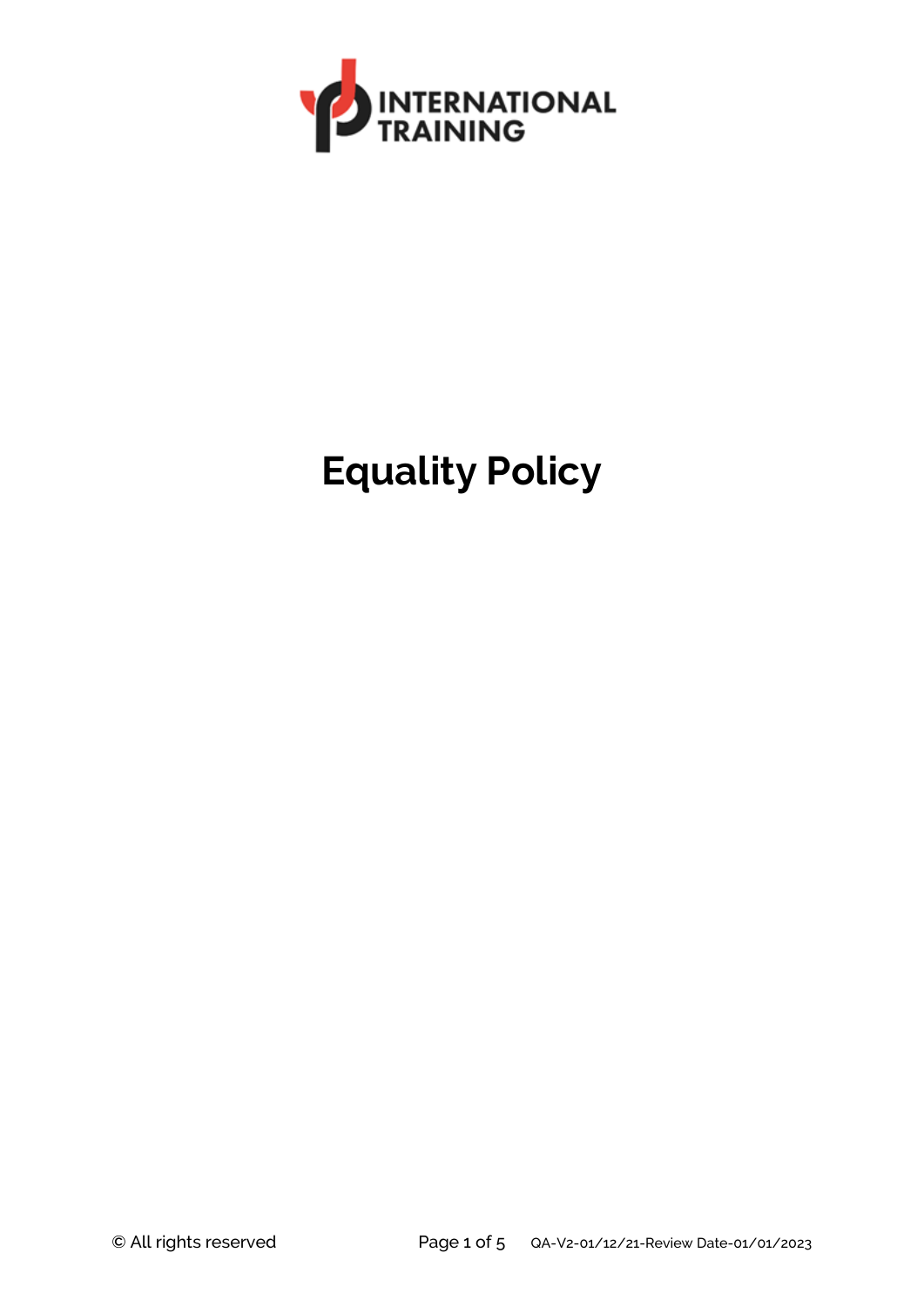INTERNATIONAL TRAINING

# Equality Policy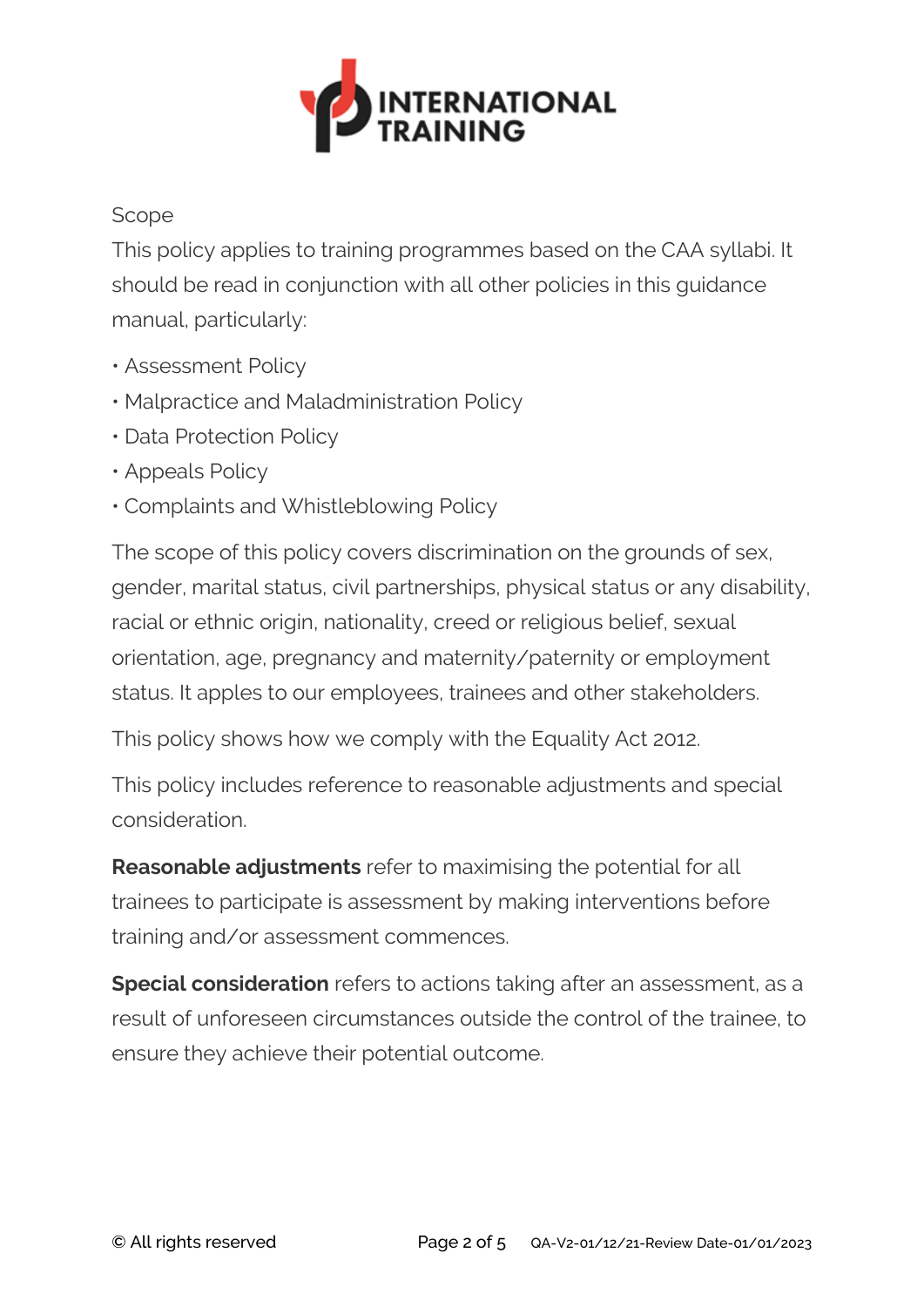Scope

This policy applies to training programmes based on the CAA syllabi. It should be read in conjunction with all other policies in this guidance manual, particularly:

- Assessment Policy
- Malpractice and Maladministration Policy
- Data Protection Policy
- Appeals Policy
- Complaints and Whistleblowing Policy

The scope of this policy covers discrimination on the grounds of sex, gender, marital status, civil partnerships, physical status or any disability, racial or ethnic origin, nationality, creed or religious belief, sexual orientation, age, pregnancy and maternity/paternity or employment status. It apples to our employees, trainees and other stakeholders.

This policy shows how we comply with the Equality Act 2012.

This policy includes reference to reasonable adjustments and special consideration.

**Reasonable adjustments** refer to maximising the potential for all trainees to participate is assessment by making interventions before training and/or assessment commences.

**Special consideration** refers to actions taking after an assessment, as a result of unforeseen circumstances outside the control of the trainee, to ensure they achieve their potential outcome.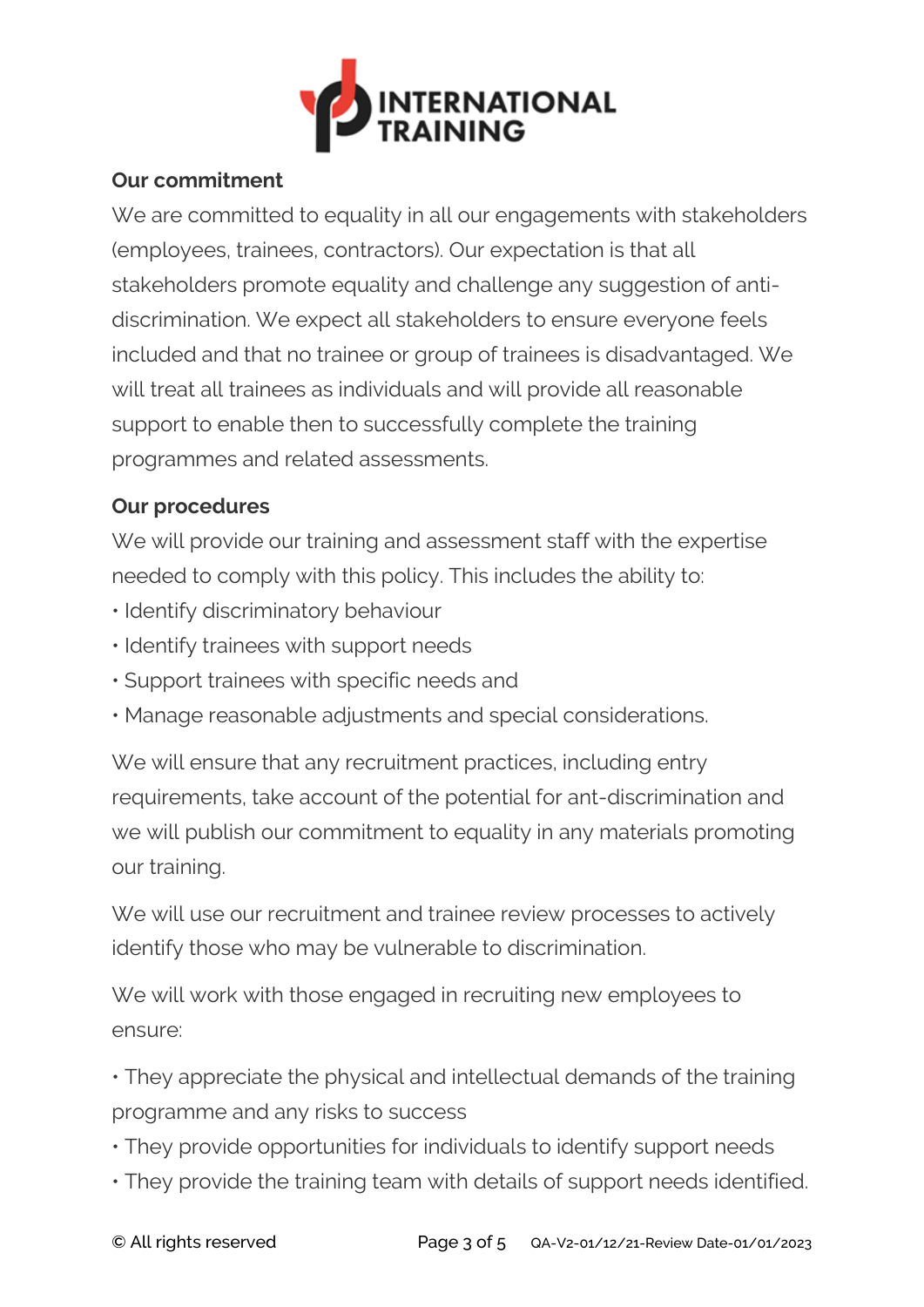**Our commitment**

We are committed to equality in all our engagements with stakeholders (employees, trainees, contractors). Our expectation is that all stakeholders promote equality and challenge any suggestion of anti-discrimination. We expect all stakeholders to ensure everyone feels included and that no trainee or group of trainees is disadvantaged. We will treat all trainees as individuals and will provide all reasonable support to enable then to successfully complete the training programmes and related assessments.

**Our procedures**

We will provide our training and assessment staff with the expertise needed to comply with this policy. This includes the ability to:

- Identify discriminatory behaviour
- Identify trainees with support needs
- Support trainees with specific needs and
- Manage reasonable adjustments and special considerations.

We will ensure that any recruitment practices, including entry requirements, take account of the potential for ant-discrimination and we will publish our commitment to equality in any materials promoting our training.

We will use our recruitment and trainee review processes to actively identify those who may be vulnerable to discrimination.

We will work with those engaged in recruiting new employees to ensure:

- They appreciate the physical and intellectual demands of the training programme and any risks to success
- They provide opportunities for individuals to identify support needs
- They provide the training team with details of support needs identified.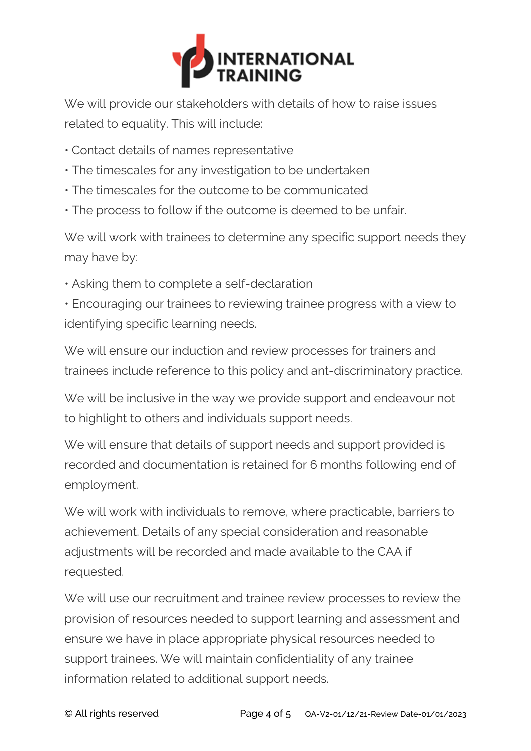We will provide our stakeholders with details of how to raise issues related to equality. This will include:

- Contact details of names representative
- The timescales for any investigation to be undertaken
- The timescales for the outcome to be communicated
- The process to follow if the outcome is deemed to be unfair.

We will work with trainees to determine any specific support needs they may have by:

- Asking them to complete a self-declaration
- Encouraging our trainees to reviewing trainee progress with a view to identifying specific learning needs.

We will ensure our induction and review processes for trainers and trainees include reference to this policy and ant-discriminatory practice.

We will be inclusive in the way we provide support and endeavour not to highlight to others and individuals support needs.

We will ensure that details of support needs and support provided is recorded and documentation is retained for 6 months following end of employment.

We will work with individuals to remove, where practicable, barriers to achievement. Details of any special consideration and reasonable adjustments will be recorded and made available to the CAA if requested.

We will use our recruitment and trainee review processes to review the provision of resources needed to support learning and assessment and ensure we have in place appropriate physical resources needed to support trainees. We will maintain confidentiality of any trainee information related to additional support needs.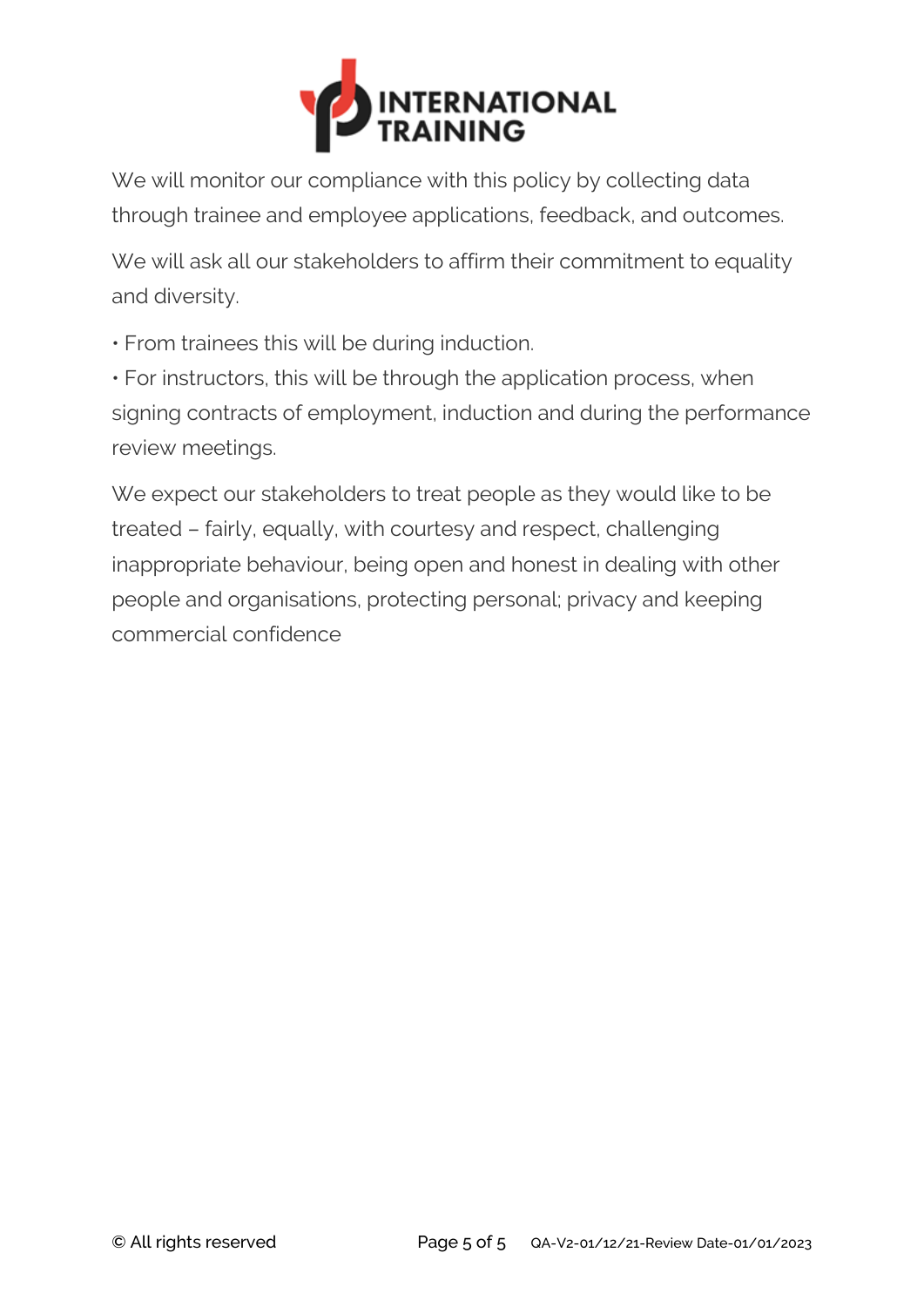We will monitor our compliance with this policy by collecting data through trainee and employee applications, feedback, and outcomes.

We will ask all our stakeholders to affirm their commitment to equality and diversity.

- From trainees this will be during induction.
- For instructors, this will be through the application process, when signing contracts of employment, induction and during the performance review meetings.

We expect our stakeholders to treat people as they would like to be treated – fairly, equally, with courtesy and respect, challenging inappropriate behaviour, being open and honest in dealing with other people and organisations, protecting personal; privacy and keeping commercial confidence